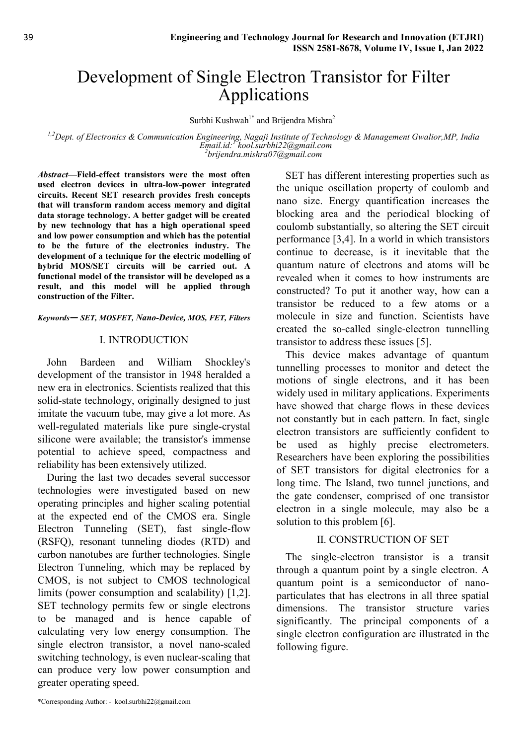# Development of Single Electron Transistor for Filter Applications

Surbhi Kushwah[1*] and Brijendra Mishra[2]

[1,2]*Dept. of Electronics & Communication Engineering, Nagaji Institute of Technology & Management Gwalior,MP, India*
*Email.id:[1] kool.surbhi22@gmail.com*
*[2]brijendra.mishra07@gmail.com*

***Abstract*—Field-effect transistors were the most often used electron devices in ultra-low-power integrated circuits. Recent SET research provides fresh concepts that will transform random access memory and digital data storage technology. A better gadget will be created by new technology that has a high operational speed and low power consumption and which has the potential to be the future of the electronics industry. The development of a technique for the electric modelling of hybrid MOS/SET circuits will be carried out. A functional model of the transistor will be developed as a result, and this model will be applied through construction of the Filter.**

***Keywords*— *SET, MOSFET, Nano-Device, MOS, FET, Filters***

## I. INTRODUCTION

John Bardeen and William Shockley's development of the transistor in 1948 heralded a new era in electronics. Scientists realized that this solid-state technology, originally designed to just imitate the vacuum tube, may give a lot more. As well-regulated materials like pure single-crystal silicone were available; the transistor's immense potential to achieve speed, compactness and reliability has been extensively utilized.

During the last two decades several successor technologies were investigated based on new operating principles and higher scaling potential at the expected end of the CMOS era. Single Electron Tunneling (SET), fast single-flow (RSFQ), resonant tunneling diodes (RTD) and carbon nanotubes are further technologies. Single Electron Tunneling, which may be replaced by CMOS, is not subject to CMOS technological limits (power consumption and scalability) [1,2]. SET technology permits few or single electrons to be managed and is hence capable of calculating very low energy consumption. The single electron transistor, a novel nano-scaled switching technology, is even nuclear-scaling that can produce very low power consumption and greater operating speed.

SET has different interesting properties such as the unique oscillation property of coulomb and nano size. Energy quantification increases the blocking area and the periodical blocking of coulomb substantially, so altering the SET circuit performance [3,4]. In a world in which transistors continue to decrease, is it inevitable that the quantum nature of electrons and atoms will be revealed when it comes to how instruments are constructed? To put it another way, how can a transistor be reduced to a few atoms or a molecule in size and function. Scientists have created the so-called single-electron tunnelling transistor to address these issues [5].

This device makes advantage of quantum tunnelling processes to monitor and detect the motions of single electrons, and it has been widely used in military applications. Experiments have showed that charge flows in these devices not constantly but in each pattern. In fact, single electron transistors are sufficiently confident to be used as highly precise electrometers. Researchers have been exploring the possibilities of SET transistors for digital electronics for a long time. The Island, two tunnel junctions, and the gate condenser, comprised of one transistor electron in a single molecule, may also be a solution to this problem [6].

## II. CONSTRUCTION OF SET

The single-electron transistor is a transit through a quantum point by a single electron. A quantum point is a semiconductor of nano-particulates that has electrons in all three spatial dimensions. The transistor structure varies significantly. The principal components of a single electron configuration are illustrated in the following figure.

\*Corresponding Author: - kool.surbhi22@gmail.com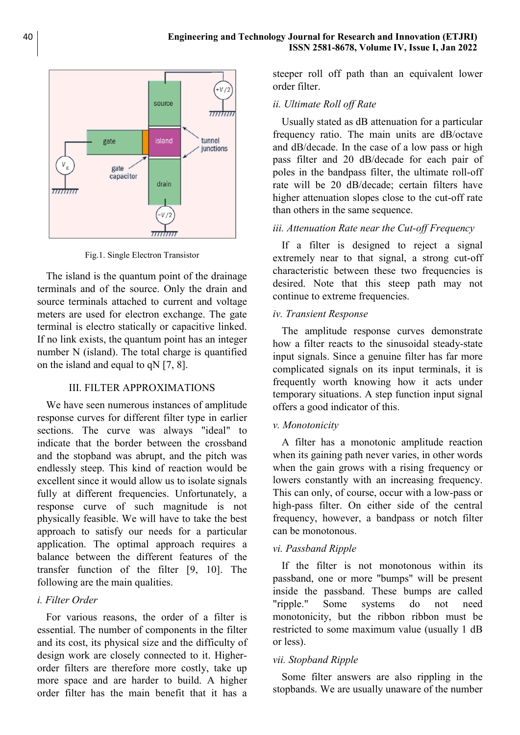Fig.1. Single Electron Transistor

The island is the quantum point of the drainage terminals and of the source. Only the drain and source terminals attached to current and voltage meters are used for electron exchange. The gate terminal is electro statically or capacitive linked. If no link exists, the quantum point has an integer number N (island). The total charge is quantified on the island and equal to qN [7, 8].

## III. FILTER APPROXIMATIONS

We have seen numerous instances of amplitude response curves for different filter type in earlier sections. The curve was always "ideal" to indicate that the border between the crossband and the stopband was abrupt, and the pitch was endlessly steep. This kind of reaction would be excellent since it would allow us to isolate signals fully at different frequencies. Unfortunately, a response curve of such magnitude is not physically feasible. We will have to take the best approach to satisfy our needs for a particular application. The optimal approach requires a balance between the different features of the transfer function of the filter [9, 10]. The following are the main qualities.

### *i. Filter Order*

For various reasons, the order of a filter is essential. The number of components in the filter and its cost, its physical size and the difficulty of design work are closely connected to it. Higher-order filters are therefore more costly, take up more space and are harder to build. A higher order filter has the main benefit that it has a steeper roll off path than an equivalent lower order filter.

### *ii. Ultimate Roll off Rate*

Usually stated as dB attenuation for a particular frequency ratio. The main units are dB/octave and dB/decade. In the case of a low pass or high pass filter and 20 dB/decade for each pair of poles in the bandpass filter, the ultimate roll-off rate will be 20 dB/decade; certain filters have higher attenuation slopes close to the cut-off rate than others in the same sequence.

### *iii. Attenuation Rate near the Cut-off Frequency*

If a filter is designed to reject a signal extremely near to that signal, a strong cut-off characteristic between these two frequencies is desired. Note that this steep path may not continue to extreme frequencies.

### *iv. Transient Response*

The amplitude response curves demonstrate how a filter reacts to the sinusoidal steady-state input signals. Since a genuine filter has far more complicated signals on its input terminals, it is frequently worth knowing how it acts under temporary situations. A step function input signal offers a good indicator of this.

### *v. Monotonicity*

A filter has a monotonic amplitude reaction when its gaining path never varies, in other words when the gain grows with a rising frequency or lowers constantly with an increasing frequency. This can only, of course, occur with a low-pass or high-pass filter. On either side of the central frequency, however, a bandpass or notch filter can be monotonous.

### *vi. Passband Ripple*

If the filter is not monotonous within its passband, one or more "bumps" will be present inside the passband. These bumps are called "ripple." Some systems do not need monotonicity, but the ribbon ribbon must be restricted to some maximum value (usually 1 dB or less).

### *vii. Stopband Ripple*

Some filter answers are also rippling in the stopbands. We are usually unaware of the number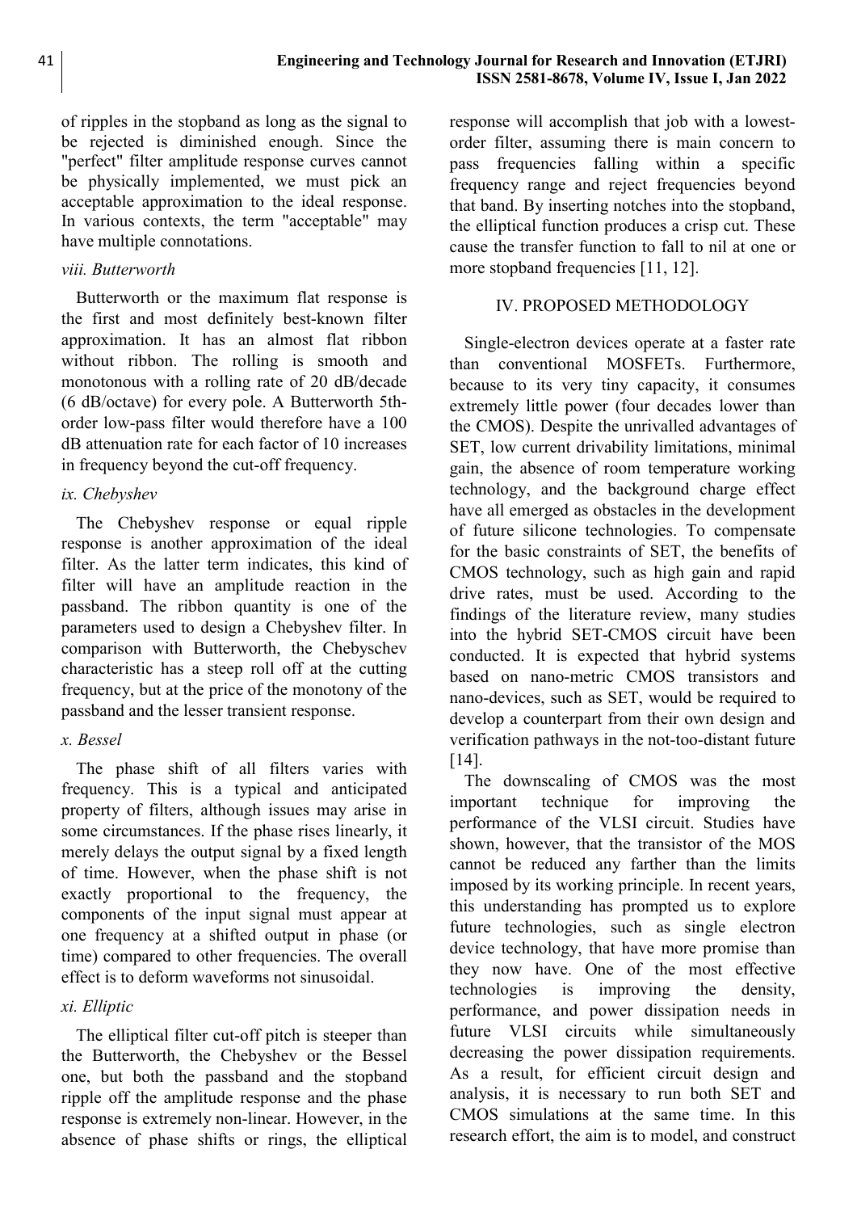of ripples in the stopband as long as the signal to be rejected is diminished enough. Since the "perfect" filter amplitude response curves cannot be physically implemented, we must pick an acceptable approximation to the ideal response. In various contexts, the term "acceptable" may have multiple connotations.

*viii. Butterworth*

Butterworth or the maximum flat response is the first and most definitely best-known filter approximation. It has an almost flat ribbon without ribbon. The rolling is smooth and monotonous with a rolling rate of 20 dB/decade (6 dB/octave) for every pole. A Butterworth 5th-order low-pass filter would therefore have a 100 dB attenuation rate for each factor of 10 increases in frequency beyond the cut-off frequency.

*ix. Chebyshev*

The Chebyshev response or equal ripple response is another approximation of the ideal filter. As the latter term indicates, this kind of filter will have an amplitude reaction in the passband. The ribbon quantity is one of the parameters used to design a Chebyshev filter. In comparison with Butterworth, the Chebyschev characteristic has a steep roll off at the cutting frequency, but at the price of the monotony of the passband and the lesser transient response.

*x. Bessel*

The phase shift of all filters varies with frequency. This is a typical and anticipated property of filters, although issues may arise in some circumstances. If the phase rises linearly, it merely delays the output signal by a fixed length of time. However, when the phase shift is not exactly proportional to the frequency, the components of the input signal must appear at one frequency at a shifted output in phase (or time) compared to other frequencies. The overall effect is to deform waveforms not sinusoidal.

*xi. Elliptic*

The elliptical filter cut-off pitch is steeper than the Butterworth, the Chebyshev or the Bessel one, but both the passband and the stopband ripple off the amplitude response and the phase response is extremely non-linear. However, in the absence of phase shifts or rings, the elliptical response will accomplish that job with a lowest-order filter, assuming there is main concern to pass frequencies falling within a specific frequency range and reject frequencies beyond that band. By inserting notches into the stopband, the elliptical function produces a crisp cut. These cause the transfer function to fall to nil at one or more stopband frequencies [11, 12].

## IV. PROPOSED METHODOLOGY

Single-electron devices operate at a faster rate than conventional MOSFETs. Furthermore, because to its very tiny capacity, it consumes extremely little power (four decades lower than the CMOS). Despite the unrivalled advantages of SET, low current drivability limitations, minimal gain, the absence of room temperature working technology, and the background charge effect have all emerged as obstacles in the development of future silicone technologies. To compensate for the basic constraints of SET, the benefits of CMOS technology, such as high gain and rapid drive rates, must be used. According to the findings of the literature review, many studies into the hybrid SET-CMOS circuit have been conducted. It is expected that hybrid systems based on nano-metric CMOS transistors and nano-devices, such as SET, would be required to develop a counterpart from their own design and verification pathways in the not-too-distant future [14].

The downscaling of CMOS was the most important technique for improving the performance of the VLSI circuit. Studies have shown, however, that the transistor of the MOS cannot be reduced any farther than the limits imposed by its working principle. In recent years, this understanding has prompted us to explore future technologies, such as single electron device technology, that have more promise than they now have. One of the most effective technologies is improving the density, performance, and power dissipation needs in future VLSI circuits while simultaneously decreasing the power dissipation requirements. As a result, for efficient circuit design and analysis, it is necessary to run both SET and CMOS simulations at the same time. In this research effort, the aim is to model, and construct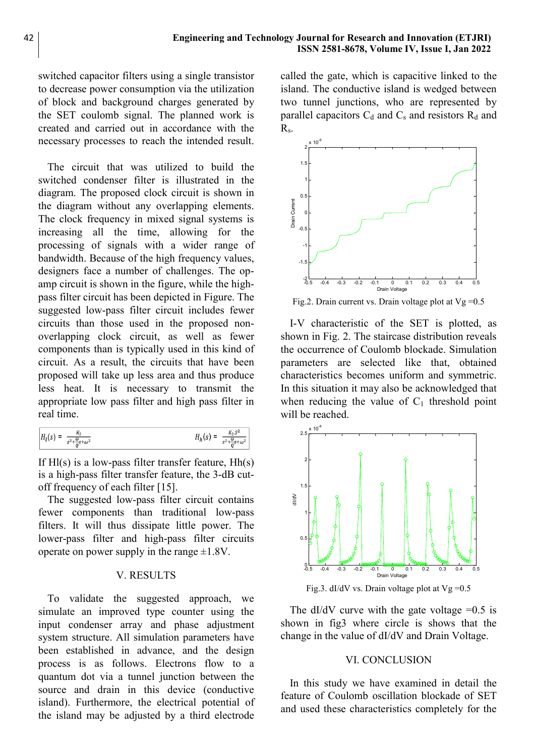switched capacitor filters using a single transistor to decrease power consumption via the utilization of block and background charges generated by the SET coulomb signal. The planned work is created and carried out in accordance with the necessary processes to reach the intended result.

The circuit that was utilized to build the switched condenser filter is illustrated in the diagram. The proposed clock circuit is shown in the diagram without any overlapping elements. The clock frequency in mixed signal systems is increasing all the time, allowing for the processing of signals with a wider range of bandwidth. Because of the high frequency values, designers face a number of challenges. The op-amp circuit is shown in the figure, while the high-pass filter circuit has been depicted in Figure. The suggested low-pass filter circuit includes fewer circuits than those used in the proposed non-overlapping clock circuit, as well as fewer components than is typically used in this kind of circuit. As a result, the circuits that have been proposed will take up less area and thus produce less heat. It is necessary to transmit the appropriate low pass filter and high pass filter in real time.

$$H_l(s) = \frac{K_2}{s^2 + \frac{\omega}{Q}s + \omega^2} \qquad H_h(s) = \frac{K_2 S^2}{s^2 + \frac{\omega}{Q}s + \omega^2}$$

If Hl(s) is a low-pass filter transfer feature, Hh(s) is a high-pass filter transfer feature, the 3-dB cut-off frequency of each filter [15].

The suggested low-pass filter circuit contains fewer components than traditional low-pass filters. It will thus dissipate little power. The lower-pass filter and high-pass filter circuits operate on power supply in the range ±1.8V.

## V. RESULTS

To validate the suggested approach, we simulate an improved type counter using the input condenser array and phase adjustment system structure. All simulation parameters have been established in advance, and the design process is as follows. Electrons flow to a quantum dot via a tunnel junction between the source and drain in this device (conductive island). Furthermore, the electrical potential of the island may be adjusted by a third electrode called the gate, which is capacitive linked to the island. The conductive island is wedged between two tunnel junctions, who are represented by parallel capacitors $C_d$ and $C_s$ and resistors $R_d$ and $R_s$.

Fig.2. Drain current vs. Drain voltage plot at Vg =0.5

I-V characteristic of the SET is plotted, as shown in Fig. 2. The staircase distribution reveals the occurrence of Coulomb blockade. Simulation parameters are selected like that, obtained characteristics becomes uniform and symmetric. In this situation it may also be acknowledged that when reducing the value of $C_1$ threshold point will be reached.

Fig.3. dI/dV vs. Drain voltage plot at Vg =0.5

The dI/dV curve with the gate voltage =0.5 is shown in fig3 where circle is shows that the change in the value of dI/dV and Drain Voltage.

## VI. CONCLUSION

In this study we have examined in detail the feature of Coulomb oscillation blockade of SET and used these characteristics completely for the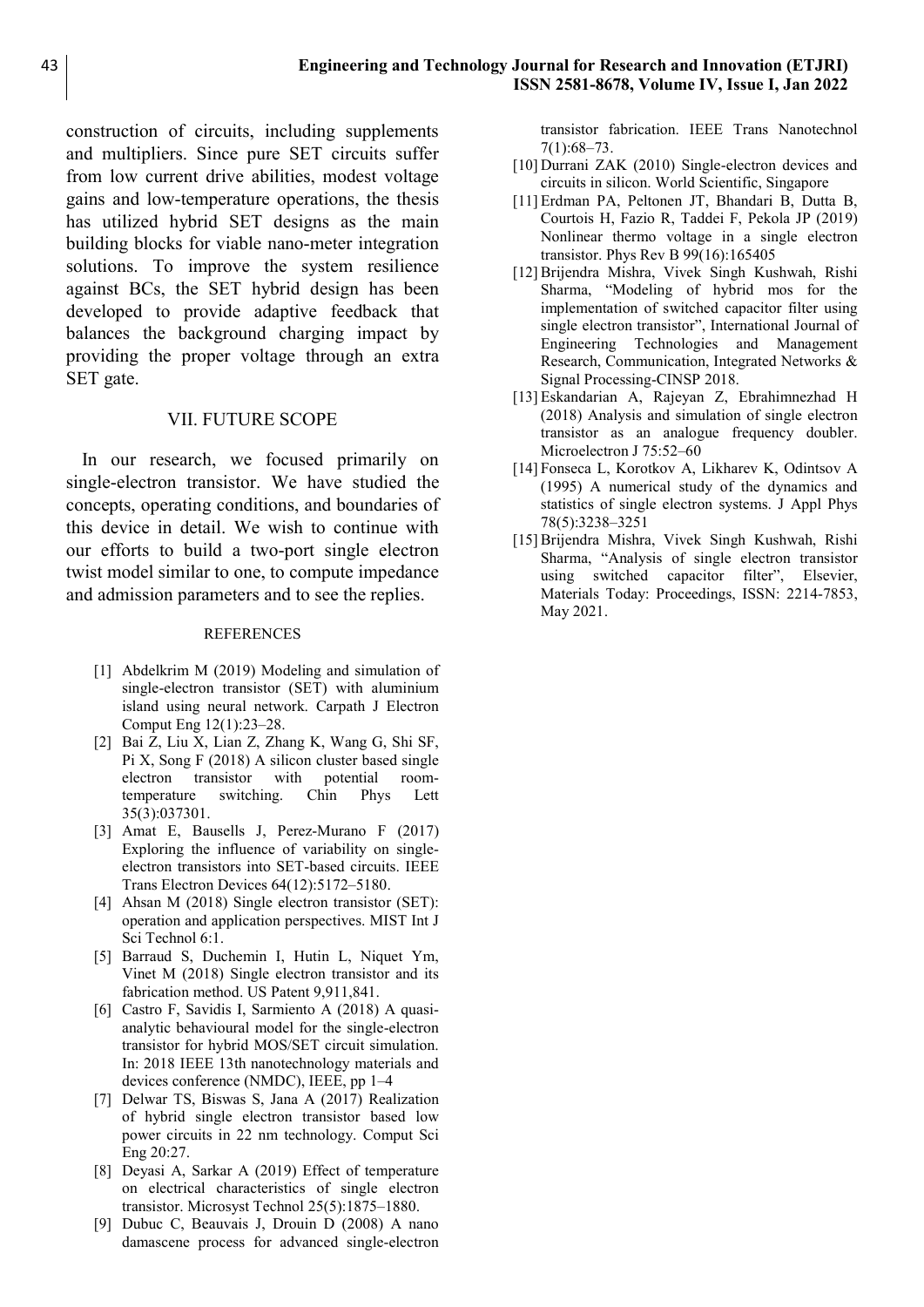construction of circuits, including supplements and multipliers. Since pure SET circuits suffer from low current drive abilities, modest voltage gains and low-temperature operations, the thesis has utilized hybrid SET designs as the main building blocks for viable nano-meter integration solutions. To improve the system resilience against BCs, the SET hybrid design has been developed to provide adaptive feedback that balances the background charging impact by providing the proper voltage through an extra SET gate.

## VII. FUTURE SCOPE

In our research, we focused primarily on single-electron transistor. We have studied the concepts, operating conditions, and boundaries of this device in detail. We wish to continue with our efforts to build a two-port single electron twist model similar to one, to compute impedance and admission parameters and to see the replies.

## REFERENCES

[1] Abdelkrim M (2019) Modeling and simulation of single-electron transistor (SET) with aluminium island using neural network. Carpath J Electron Comput Eng 12(1):23–28.

[2] Bai Z, Liu X, Lian Z, Zhang K, Wang G, Shi SF, Pi X, Song F (2018) A silicon cluster based single electron transistor with potential room-temperature switching. Chin Phys Lett 35(3):037301.

[3] Amat E, Bausells J, Perez-Murano F (2017) Exploring the influence of variability on single-electron transistors into SET-based circuits. IEEE Trans Electron Devices 64(12):5172–5180.

[4] Ahsan M (2018) Single electron transistor (SET): operation and application perspectives. MIST Int J Sci Technol 6:1.

[5] Barraud S, Duchemin I, Hutin L, Niquet Ym, Vinet M (2018) Single electron transistor and its fabrication method. US Patent 9,911,841.

[6] Castro F, Savidis I, Sarmiento A (2018) A quasi-analytic behavioural model for the single-electron transistor for hybrid MOS/SET circuit simulation. In: 2018 IEEE 13th nanotechnology materials and devices conference (NMDC), IEEE, pp 1–4

[7] Delwar TS, Biswas S, Jana A (2017) Realization of hybrid single electron transistor based low power circuits in 22 nm technology. Comput Sci Eng 20:27.

[8] Deyasi A, Sarkar A (2019) Effect of temperature on electrical characteristics of single electron transistor. Microsyst Technol 25(5):1875–1880.

[9] Dubuc C, Beauvais J, Drouin D (2008) A nano damascene process for advanced single-electron transistor fabrication. IEEE Trans Nanotechnol 7(1):68–73.

[10] Durrani ZAK (2010) Single-electron devices and circuits in silicon. World Scientific, Singapore

[11] Erdman PA, Peltonen JT, Bhandari B, Dutta B, Courtois H, Fazio R, Taddei F, Pekola JP (2019) Nonlinear thermo voltage in a single electron transistor. Phys Rev B 99(16):165405

[12] Brijendra Mishra, Vivek Singh Kushwah, Rishi Sharma, "Modeling of hybrid mos for the implementation of switched capacitor filter using single electron transistor", International Journal of Engineering Technologies and Management Research, Communication, Integrated Networks & Signal Processing-CINSP 2018.

[13] Eskandarian A, Rajeyan Z, Ebrahimnezhad H (2018) Analysis and simulation of single electron transistor as an analogue frequency doubler. Microelectron J 75:52–60

[14] Fonseca L, Korotkov A, Likharev K, Odintsov A (1995) A numerical study of the dynamics and statistics of single electron systems. J Appl Phys 78(5):3238–3251

[15] Brijendra Mishra, Vivek Singh Kushwah, Rishi Sharma, "Analysis of single electron transistor using switched capacitor filter", Elsevier, Materials Today: Proceedings, ISSN: 2214-7853, May 2021.